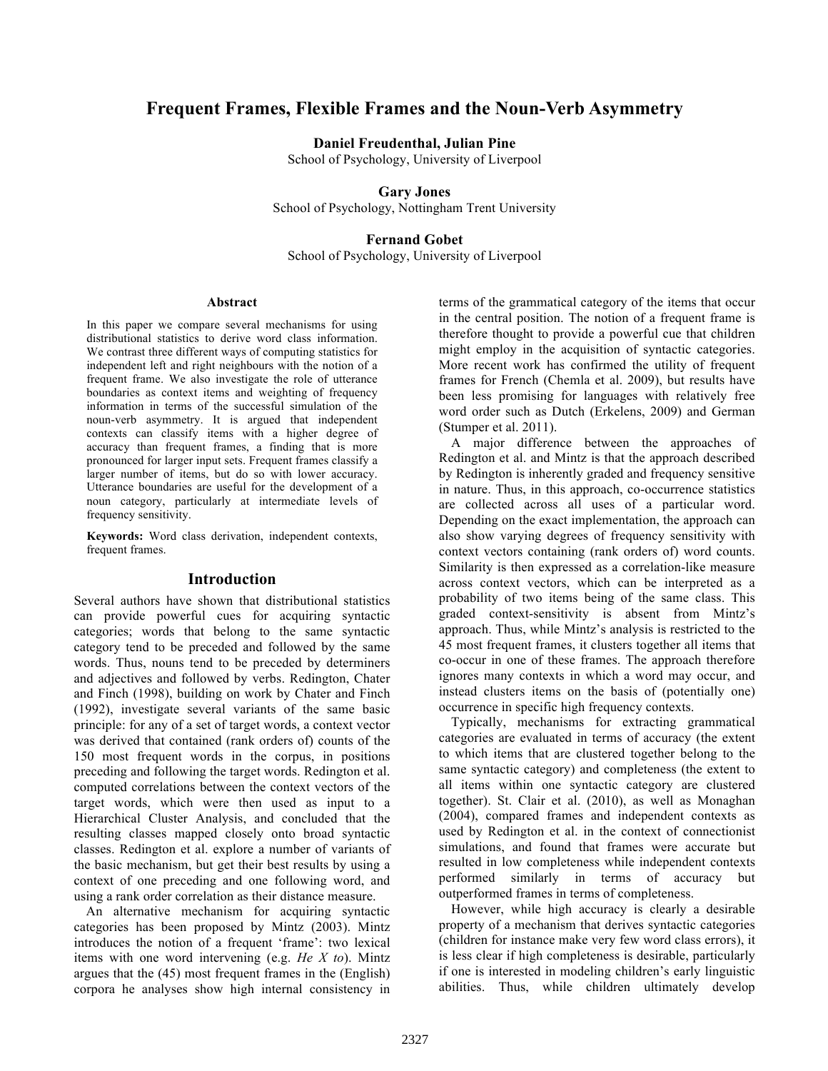# Frequent Frames, Flexible Frames and the Noun-Verb Asymmetry

**Daniel Freudenthal, Julian Pine**
School of Psychology, University of Liverpool

**Gary Jones**
School of Psychology, Nottingham Trent University

**Fernand Gobet**
School of Psychology, University of Liverpool

## Abstract

In this paper we compare several mechanisms for using distributional statistics to derive word class information. We contrast three different ways of computing statistics for independent left and right neighbours with the notion of a frequent frame. We also investigate the role of utterance boundaries as context items and weighting of frequency information in terms of the successful simulation of the noun-verb asymmetry. It is argued that independent contexts can classify items with a higher degree of accuracy than frequent frames, a finding that is more pronounced for larger input sets. Frequent frames classify a larger number of items, but do so with lower accuracy. Utterance boundaries are useful for the development of a noun category, particularly at intermediate levels of frequency sensitivity.

**Keywords:** Word class derivation, independent contexts, frequent frames.

## Introduction

Several authors have shown that distributional statistics can provide powerful cues for acquiring syntactic categories; words that belong to the same syntactic category tend to be preceded and followed by the same words. Thus, nouns tend to be preceded by determiners and adjectives and followed by verbs. Redington, Chater and Finch (1998), building on work by Chater and Finch (1992), investigate several variants of the same basic principle: for any of a set of target words, a context vector was derived that contained (rank orders of) counts of the 150 most frequent words in the corpus, in positions preceding and following the target words. Redington et al. computed correlations between the context vectors of the target words, which were then used as input to a Hierarchical Cluster Analysis, and concluded that the resulting classes mapped closely onto broad syntactic classes. Redington et al. explore a number of variants of the basic mechanism, but get their best results by using a context of one preceding and one following word, and using a rank order correlation as their distance measure.

An alternative mechanism for acquiring syntactic categories has been proposed by Mintz (2003). Mintz introduces the notion of a frequent 'frame': two lexical items with one word intervening (e.g. *He X to*). Mintz argues that the (45) most frequent frames in the (English) corpora he analyses show high internal consistency in terms of the grammatical category of the items that occur in the central position. The notion of a frequent frame is therefore thought to provide a powerful cue that children might employ in the acquisition of syntactic categories. More recent work has confirmed the utility of frequent frames for French (Chemla et al. 2009), but results have been less promising for languages with relatively free word order such as Dutch (Erkelens, 2009) and German (Stumper et al. 2011).

A major difference between the approaches of Redington et al. and Mintz is that the approach described by Redington is inherently graded and frequency sensitive in nature. Thus, in this approach, co-occurrence statistics are collected across all uses of a particular word. Depending on the exact implementation, the approach can also show varying degrees of frequency sensitivity with context vectors containing (rank orders of) word counts. Similarity is then expressed as a correlation-like measure across context vectors, which can be interpreted as a probability of two items being of the same class. This graded context-sensitivity is absent from Mintz's approach. Thus, while Mintz's analysis is restricted to the 45 most frequent frames, it clusters together all items that co-occur in one of these frames. The approach therefore ignores many contexts in which a word may occur, and instead clusters items on the basis of (potentially one) occurrence in specific high frequency contexts.

Typically, mechanisms for extracting grammatical categories are evaluated in terms of accuracy (the extent to which items that are clustered together belong to the same syntactic category) and completeness (the extent to all items within one syntactic category are clustered together). St. Clair et al. (2010), as well as Monaghan (2004), compared frames and independent contexts as used by Redington et al. in the context of connectionist simulations, and found that frames were accurate but resulted in low completeness while independent contexts performed similarly in terms of accuracy but outperformed frames in terms of completeness.

However, while high accuracy is clearly a desirable property of a mechanism that derives syntactic categories (children for instance make very few word class errors), it is less clear if high completeness is desirable, particularly if one is interested in modeling children's early linguistic abilities. Thus, while children ultimately develop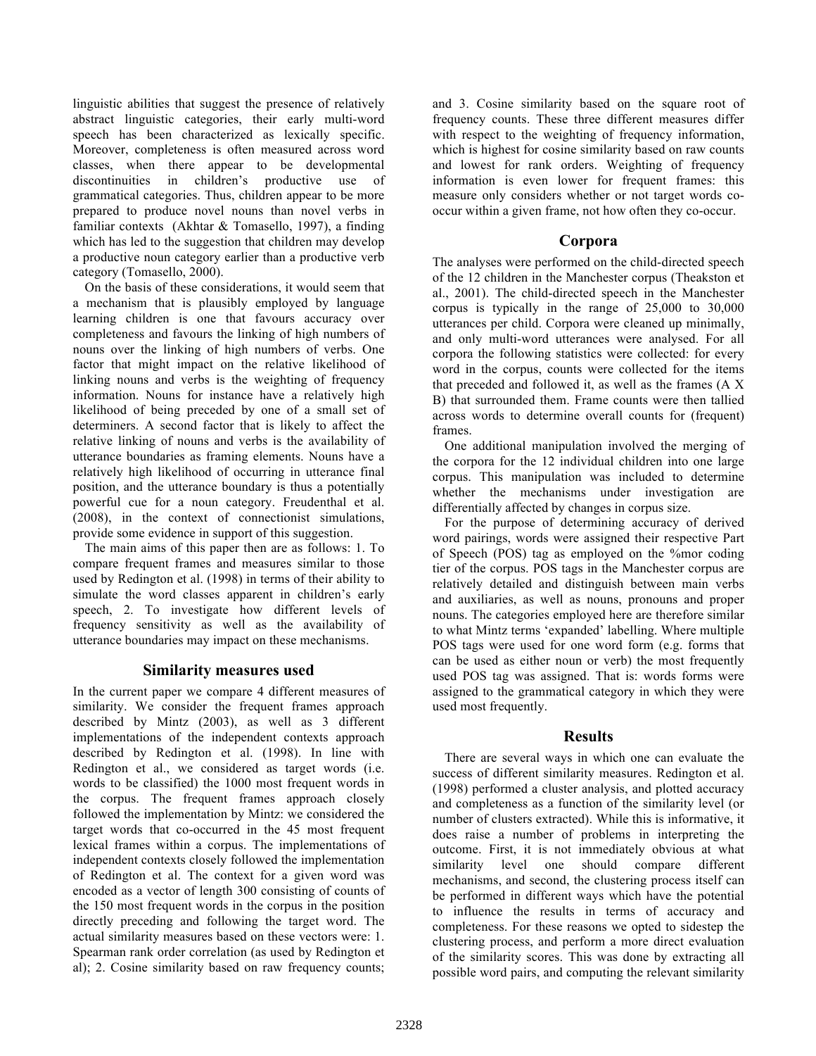linguistic abilities that suggest the presence of relatively abstract linguistic categories, their early multi-word speech has been characterized as lexically specific. Moreover, completeness is often measured across word classes, when there appear to be developmental discontinuities in children's productive use of grammatical categories. Thus, children appear to be more prepared to produce novel nouns than novel verbs in familiar contexts (Akhtar & Tomasello, 1997), a finding which has led to the suggestion that children may develop a productive noun category earlier than a productive verb category (Tomasello, 2000).

On the basis of these considerations, it would seem that a mechanism that is plausibly employed by language learning children is one that favours accuracy over completeness and favours the linking of high numbers of nouns over the linking of high numbers of verbs. One factor that might impact on the relative likelihood of linking nouns and verbs is the weighting of frequency information. Nouns for instance have a relatively high likelihood of being preceded by one of a small set of determiners. A second factor that is likely to affect the relative linking of nouns and verbs is the availability of utterance boundaries as framing elements. Nouns have a relatively high likelihood of occurring in utterance final position, and the utterance boundary is thus a potentially powerful cue for a noun category. Freudenthal et al. (2008), in the context of connectionist simulations, provide some evidence in support of this suggestion.

The main aims of this paper then are as follows: 1. To compare frequent frames and measures similar to those used by Redington et al. (1998) in terms of their ability to simulate the word classes apparent in children's early speech, 2. To investigate how different levels of frequency sensitivity as well as the availability of utterance boundaries may impact on these mechanisms.

## Similarity measures used

In the current paper we compare 4 different measures of similarity. We consider the frequent frames approach described by Mintz (2003), as well as 3 different implementations of the independent contexts approach described by Redington et al. (1998). In line with Redington et al., we considered as target words (i.e. words to be classified) the 1000 most frequent words in the corpus. The frequent frames approach closely followed the implementation by Mintz: we considered the target words that co-occurred in the 45 most frequent lexical frames within a corpus. The implementations of independent contexts closely followed the implementation of Redington et al. The context for a given word was encoded as a vector of length 300 consisting of counts of the 150 most frequent words in the corpus in the position directly preceding and following the target word. The actual similarity measures based on these vectors were: 1. Spearman rank order correlation (as used by Redington et al); 2. Cosine similarity based on raw frequency counts; and 3. Cosine similarity based on the square root of frequency counts. These three different measures differ with respect to the weighting of frequency information, which is highest for cosine similarity based on raw counts and lowest for rank orders. Weighting of frequency information is even lower for frequent frames: this measure only considers whether or not target words co-occur within a given frame, not how often they co-occur.

## Corpora

The analyses were performed on the child-directed speech of the 12 children in the Manchester corpus (Theakston et al., 2001). The child-directed speech in the Manchester corpus is typically in the range of 25,000 to 30,000 utterances per child. Corpora were cleaned up minimally, and only multi-word utterances were analysed. For all corpora the following statistics were collected: for every word in the corpus, counts were collected for the items that preceded and followed it, as well as the frames (A X B) that surrounded them. Frame counts were then tallied across words to determine overall counts for (frequent) frames.

One additional manipulation involved the merging of the corpora for the 12 individual children into one large corpus. This manipulation was included to determine whether the mechanisms under investigation are differentially affected by changes in corpus size.

For the purpose of determining accuracy of derived word pairings, words were assigned their respective Part of Speech (POS) tag as employed on the %mor coding tier of the corpus. POS tags in the Manchester corpus are relatively detailed and distinguish between main verbs and auxiliaries, as well as nouns, pronouns and proper nouns. The categories employed here are therefore similar to what Mintz terms 'expanded' labelling. Where multiple POS tags were used for one word form (e.g. forms that can be used as either noun or verb) the most frequently used POS tag was assigned. That is: words forms were assigned to the grammatical category in which they were used most frequently.

## Results

There are several ways in which one can evaluate the success of different similarity measures. Redington et al. (1998) performed a cluster analysis, and plotted accuracy and completeness as a function of the similarity level (or number of clusters extracted). While this is informative, it does raise a number of problems in interpreting the outcome. First, it is not immediately obvious at what similarity level one should compare different mechanisms, and second, the clustering process itself can be performed in different ways which have the potential to influence the results in terms of accuracy and completeness. For these reasons we opted to sidestep the clustering process, and perform a more direct evaluation of the similarity scores. This was done by extracting all possible word pairs, and computing the relevant similarity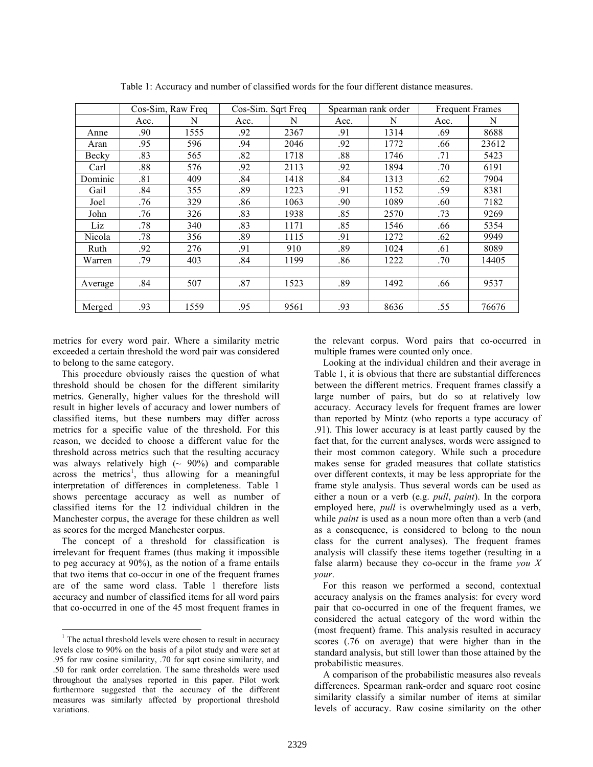Table 1: Accuracy and number of classified words for the four different distance measures.

| | Cos-Sim, Raw Freq | | Cos-Sim. Sqrt Freq | | Spearman rank order | | Frequent Frames | |
|---|---|---|---|---|---|---|---|---|
| | Acc. | N | Acc. | N | Acc. | N | Acc. | N |
| Anne | .90 | 1555 | .92 | 2367 | .91 | 1314 | .69 | 8688 |
| Aran | .95 | 596 | .94 | 2046 | .92 | 1772 | .66 | 23612 |
| Becky | .83 | 565 | .82 | 1718 | .88 | 1746 | .71 | 5423 |
| Carl | .88 | 576 | .92 | 2113 | .92 | 1894 | .70 | 6191 |
| Dominic | .81 | 409 | .84 | 1418 | .84 | 1313 | .62 | 7904 |
| Gail | .84 | 355 | .89 | 1223 | .91 | 1152 | .59 | 8381 |
| Joel | .76 | 329 | .86 | 1063 | .90 | 1089 | .60 | 7182 |
| John | .76 | 326 | .83 | 1938 | .85 | 2570 | .73 | 9269 |
| Liz | .78 | 340 | .83 | 1171 | .85 | 1546 | .66 | 5354 |
| Nicola | .78 | 356 | .89 | 1115 | .91 | 1272 | .62 | 9949 |
| Ruth | .92 | 276 | .91 | 910 | .89 | 1024 | .61 | 8089 |
| Warren | .79 | 403 | .84 | 1199 | .86 | 1222 | .70 | 14405 |
| | | | | | | | | |
| Average | .84 | 507 | .87 | 1523 | .89 | 1492 | .66 | 9537 |
| | | | | | | | | |
| Merged | .93 | 1559 | .95 | 9561 | .93 | 8636 | .55 | 76676 |

metrics for every word pair. Where a similarity metric exceeded a certain threshold the word pair was considered to belong to the same category.

This procedure obviously raises the question of what threshold should be chosen for the different similarity metrics. Generally, higher values for the threshold will result in higher levels of accuracy and lower numbers of classified items, but these numbers may differ across metrics for a specific value of the threshold. For this reason, we decided to choose a different value for the threshold across metrics such that the resulting accuracy was always relatively high (~ 90%) and comparable across the metrics[1], thus allowing for a meaningful interpretation of differences in completeness. Table 1 shows percentage accuracy as well as number of classified items for the 12 individual children in the Manchester corpus, the average for these children as well as scores for the merged Manchester corpus.

The concept of a threshold for classification is irrelevant for frequent frames (thus making it impossible to peg accuracy at 90%), as the notion of a frame entails that two items that co-occur in one of the frequent frames are of the same word class. Table 1 therefore lists accuracy and number of classified items for all word pairs that co-occurred in one of the 45 most frequent frames in the relevant corpus. Word pairs that co-occurred in multiple frames were counted only once.

Looking at the individual children and their average in Table 1, it is obvious that there are substantial differences between the different metrics. Frequent frames classify a large number of pairs, but do so at relatively low accuracy. Accuracy levels for frequent frames are lower than reported by Mintz (who reports a type accuracy of .91). This lower accuracy is at least partly caused by the fact that, for the current analyses, words were assigned to their most common category. While such a procedure makes sense for graded measures that collate statistics over different contexts, it may be less appropriate for the frame style analysis. Thus several words can be used as either a noun or a verb (e.g. *pull*, *paint*). In the corpora employed here, *pull* is overwhelmingly used as a verb, while *paint* is used as a noun more often than a verb (and as a consequence, is considered to belong to the noun class for the current analyses). The frequent frames analysis will classify these items together (resulting in a false alarm) because they co-occur in the frame *you X your*.

For this reason we performed a second, contextual accuracy analysis on the frames analysis: for every word pair that co-occurred in one of the frequent frames, we considered the actual category of the word within the (most frequent) frame. This analysis resulted in accuracy scores (.76 on average) that were higher than in the standard analysis, but still lower than those attained by the probabilistic measures.

A comparison of the probabilistic measures also reveals differences. Spearman rank-order and square root cosine similarity classify a similar number of items at similar levels of accuracy. Raw cosine similarity on the other

[1] The actual threshold levels were chosen to result in accuracy levels close to 90% on the basis of a pilot study and were set at .95 for raw cosine similarity, .70 for sqrt cosine similarity, and .50 for rank order correlation. The same thresholds were used throughout the analyses reported in this paper. Pilot work furthermore suggested that the accuracy of the different measures was similarly affected by proportional threshold variations.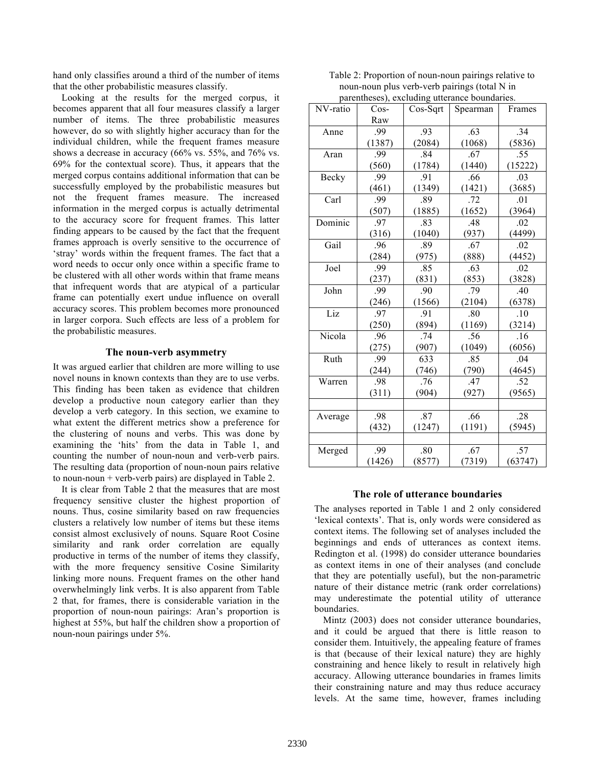hand only classifies around a third of the number of items that the other probabilistic measures classify.

Looking at the results for the merged corpus, it becomes apparent that all four measures classify a larger number of items. The three probabilistic measures however, do so with slightly higher accuracy than for the individual children, while the frequent frames measure shows a decrease in accuracy (66% vs. 55%, and 76% vs. 69% for the contextual score). Thus, it appears that the merged corpus contains additional information that can be successfully employed by the probabilistic measures but not the frequent frames measure. The increased information in the merged corpus is actually detrimental to the accuracy score for frequent frames. This latter finding appears to be caused by the fact that the frequent frames approach is overly sensitive to the occurrence of 'stray' words within the frequent frames. The fact that a word needs to occur only once within a specific frame to be clustered with all other words within that frame means that infrequent words that are atypical of a particular frame can potentially exert undue influence on overall accuracy scores. This problem becomes more pronounced in larger corpora. Such effects are less of a problem for the probabilistic measures.

## The noun-verb asymmetry

It was argued earlier that children are more willing to use novel nouns in known contexts than they are to use verbs. This finding has been taken as evidence that children develop a productive noun category earlier than they develop a verb category. In this section, we examine to what extent the different metrics show a preference for the clustering of nouns and verbs. This was done by examining the 'hits' from the data in Table 1, and counting the number of noun-noun and verb-verb pairs. The resulting data (proportion of noun-noun pairs relative to noun-noun + verb-verb pairs) are displayed in Table 2.

It is clear from Table 2 that the measures that are most frequency sensitive cluster the highest proportion of nouns. Thus, cosine similarity based on raw frequencies clusters a relatively low number of items but these items consist almost exclusively of nouns. Square Root Cosine similarity and rank order correlation are equally productive in terms of the number of items they classify, with the more frequency sensitive Cosine Similarity linking more nouns. Frequent frames on the other hand overwhelmingly link verbs. It is also apparent from Table 2 that, for frames, there is considerable variation in the proportion of noun-noun pairings: Aran's proportion is highest at 55%, but half the children show a proportion of noun-noun pairings under 5%.

Table 2: Proportion of noun-noun pairings relative to noun-noun plus verb-verb pairings (total N in parentheses), excluding utterance boundaries.

| NV-ratio | Cos-Raw | Cos-Sqrt | Spearman | Frames |
|---|---|---|---|---|
| Anne | .99 (1387) | .93 (2084) | .63 (1068) | .34 (5836) |
| Aran | .99 (560) | .84 (1784) | .67 (1440) | .55 (15222) |
| Becky | .99 (461) | .91 (1349) | .66 (1421) | .03 (3685) |
| Carl | .99 (507) | .89 (1885) | .72 (1652) | .01 (3964) |
| Dominic | .97 (316) | .83 (1040) | .48 (937) | .02 (4499) |
| Gail | .96 (284) | .89 (975) | .67 (888) | .02 (4452) |
| Joel | .99 (237) | .85 (831) | .63 (853) | .02 (3828) |
| John | .99 (246) | .90 (1566) | .79 (2104) | .40 (6378) |
| Liz | .97 (250) | .91 (894) | .80 (1169) | .10 (3214) |
| Nicola | .96 (275) | .74 (907) | .56 (1049) | .16 (6056) |
| Ruth | .99 (244) | 633 (746) | .85 (790) | .04 (4645) |
| Warren | .98 (311) | .76 (904) | .47 (927) | .52 (9565) |
| | | | | |
| Average | .98 (432) | .87 (1247) | .66 (1191) | .28 (5945) |
| | | | | |
| Merged | .99 (1426) | .80 (8577) | .67 (7319) | .57 (63747) |

## The role of utterance boundaries

The analyses reported in Table 1 and 2 only considered 'lexical contexts'. That is, only words were considered as context items. The following set of analyses included the beginnings and ends of utterances as context items. Redington et al. (1998) do consider utterance boundaries as context items in one of their analyses (and conclude that they are potentially useful), but the non-parametric nature of their distance metric (rank order correlations) may underestimate the potential utility of utterance boundaries.

Mintz (2003) does not consider utterance boundaries, and it could be argued that there is little reason to consider them. Intuitively, the appealing feature of frames is that (because of their lexical nature) they are highly constraining and hence likely to result in relatively high accuracy. Allowing utterance boundaries in frames limits their constraining nature and may thus reduce accuracy levels. At the same time, however, frames including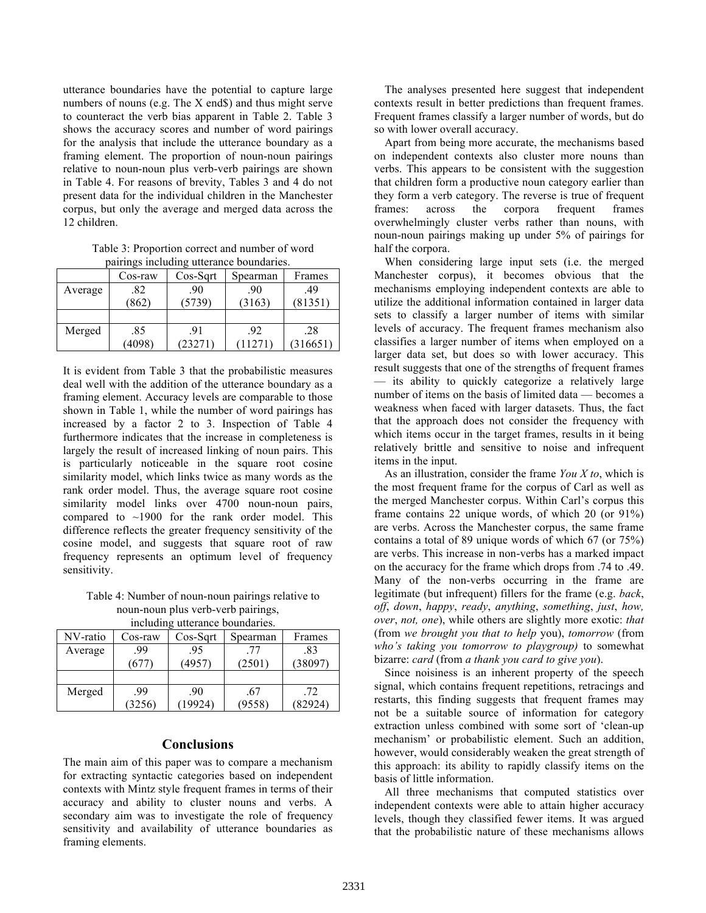utterance boundaries have the potential to capture large numbers of nouns (e.g. The X end$) and thus might serve to counteract the verb bias apparent in Table 2. Table 3 shows the accuracy scores and number of word pairings for the analysis that include the utterance boundary as a framing element. The proportion of noun-noun pairings relative to noun-noun plus verb-verb pairings are shown in Table 4. For reasons of brevity, Tables 3 and 4 do not present data for the individual children in the Manchester corpus, but only the average and merged data across the 12 children.

Table 3: Proportion correct and number of word pairings including utterance boundaries.

| | Cos-raw | Cos-Sqrt | Spearman | Frames |
|---|---|---|---|---|
| Average | .82 (862) | .90 (5739) | .90 (3163) | .49 (81351) |
| | | | | |
| Merged | .85 (4098) | .91 (23271) | .92 (11271) | .28 (316651) |

It is evident from Table 3 that the probabilistic measures deal well with the addition of the utterance boundary as a framing element. Accuracy levels are comparable to those shown in Table 1, while the number of word pairings has increased by a factor 2 to 3. Inspection of Table 4 furthermore indicates that the increase in completeness is largely the result of increased linking of noun pairs. This is particularly noticeable in the square root cosine similarity model, which links twice as many words as the rank order model. Thus, the average square root cosine similarity model links over 4700 noun-noun pairs, compared to ~1900 for the rank order model. This difference reflects the greater frequency sensitivity of the cosine model, and suggests that square root of raw frequency represents an optimum level of frequency sensitivity.

Table 4: Number of noun-noun pairings relative to noun-noun plus verb-verb pairings, including utterance boundaries.

| NV-ratio | Cos-raw | Cos-Sqrt | Spearman | Frames |
|---|---|---|---|---|
| Average | .99 (677) | .95 (4957) | .77 (2501) | .83 (38097) |
| | | | | |
| Merged | .99 (3256) | .90 (19924) | .67 (9558) | .72 (82924) |

## Conclusions

The main aim of this paper was to compare a mechanism for extracting syntactic categories based on independent contexts with Mintz style frequent frames in terms of their accuracy and ability to cluster nouns and verbs. A secondary aim was to investigate the role of frequency sensitivity and availability of utterance boundaries as framing elements.

The analyses presented here suggest that independent contexts result in better predictions than frequent frames. Frequent frames classify a larger number of words, but do so with lower overall accuracy.

Apart from being more accurate, the mechanisms based on independent contexts also cluster more nouns than verbs. This appears to be consistent with the suggestion that children form a productive noun category earlier than they form a verb category. The reverse is true of frequent frames: across the corpora frequent frames overwhelmingly cluster verbs rather than nouns, with noun-noun pairings making up under 5% of pairings for half the corpora.

When considering large input sets (i.e. the merged Manchester corpus), it becomes obvious that the mechanisms employing independent contexts are able to utilize the additional information contained in larger data sets to classify a larger number of items with similar levels of accuracy. The frequent frames mechanism also classifies a larger number of items when employed on a larger data set, but does so with lower accuracy. This result suggests that one of the strengths of frequent frames — its ability to quickly categorize a relatively large number of items on the basis of limited data — becomes a weakness when faced with larger datasets. Thus, the fact that the approach does not consider the frequency with which items occur in the target frames, results in it being relatively brittle and sensitive to noise and infrequent items in the input.

As an illustration, consider the frame *You X to*, which is the most frequent frame for the corpus of Carl as well as the merged Manchester corpus. Within Carl's corpus this frame contains 22 unique words, of which 20 (or 91%) are verbs. Across the Manchester corpus, the same frame contains a total of 89 unique words of which 67 (or 75%) are verbs. This increase in non-verbs has a marked impact on the accuracy for the frame which drops from .74 to .49. Many of the non-verbs occurring in the frame are legitimate (but infrequent) fillers for the frame (e.g. *back*, *off*, *down*, *happy*, *ready*, *anything*, *something*, *just*, *how, over*, *not, one*), while others are slightly more exotic: *that* (from *we brought you that to help* you), *tomorrow* (from *who's taking you tomorrow to playgroup)* to somewhat bizarre: *card* (from *a thank you card to give you*).

Since noisiness is an inherent property of the speech signal, which contains frequent repetitions, retracings and restarts, this finding suggests that frequent frames may not be a suitable source of information for category extraction unless combined with some sort of 'clean-up mechanism' or probabilistic element. Such an addition, however, would considerably weaken the great strength of this approach: its ability to rapidly classify items on the basis of little information.

All three mechanisms that computed statistics over independent contexts were able to attain higher accuracy levels, though they classified fewer items. It was argued that the probabilistic nature of these mechanisms allows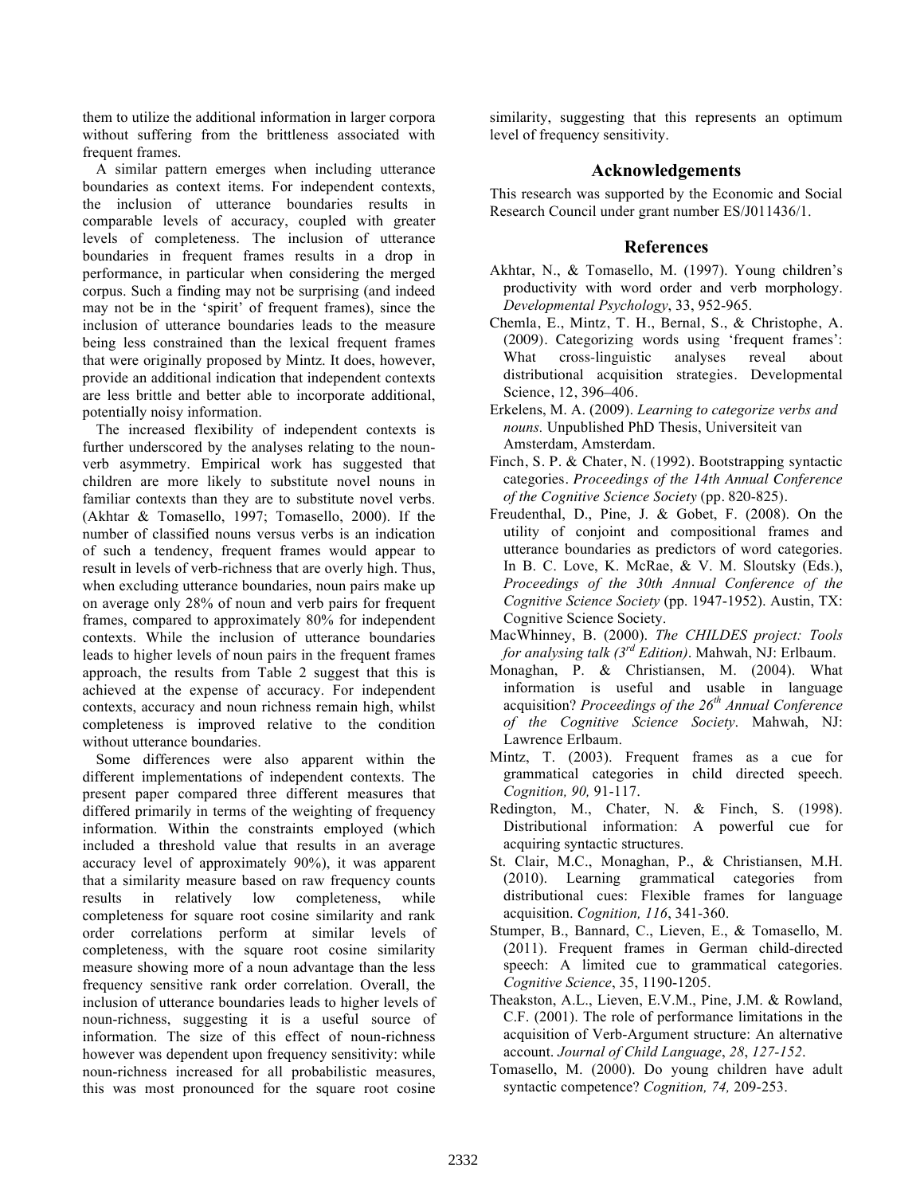them to utilize the additional information in larger corpora without suffering from the brittleness associated with frequent frames.

A similar pattern emerges when including utterance boundaries as context items. For independent contexts, the inclusion of utterance boundaries results in comparable levels of accuracy, coupled with greater levels of completeness. The inclusion of utterance boundaries in frequent frames results in a drop in performance, in particular when considering the merged corpus. Such a finding may not be surprising (and indeed may not be in the 'spirit' of frequent frames), since the inclusion of utterance boundaries leads to the measure being less constrained than the lexical frequent frames that were originally proposed by Mintz. It does, however, provide an additional indication that independent contexts are less brittle and better able to incorporate additional, potentially noisy information.

The increased flexibility of independent contexts is further underscored by the analyses relating to the noun-verb asymmetry. Empirical work has suggested that children are more likely to substitute novel nouns in familiar contexts than they are to substitute novel verbs. (Akhtar & Tomasello, 1997; Tomasello, 2000). If the number of classified nouns versus verbs is an indication of such a tendency, frequent frames would appear to result in levels of verb-richness that are overly high. Thus, when excluding utterance boundaries, noun pairs make up on average only 28% of noun and verb pairs for frequent frames, compared to approximately 80% for independent contexts. While the inclusion of utterance boundaries leads to higher levels of noun pairs in the frequent frames approach, the results from Table 2 suggest that this is achieved at the expense of accuracy. For independent contexts, accuracy and noun richness remain high, whilst completeness is improved relative to the condition without utterance boundaries.

Some differences were also apparent within the different implementations of independent contexts. The present paper compared three different measures that differed primarily in terms of the weighting of frequency information. Within the constraints employed (which included a threshold value that results in an average accuracy level of approximately 90%), it was apparent that a similarity measure based on raw frequency counts results in relatively low completeness, while completeness for square root cosine similarity and rank order correlations perform at similar levels of completeness, with the square root cosine similarity measure showing more of a noun advantage than the less frequency sensitive rank order correlation. Overall, the inclusion of utterance boundaries leads to higher levels of noun-richness, suggesting it is a useful source of information. The size of this effect of noun-richness however was dependent upon frequency sensitivity: while noun-richness increased for all probabilistic measures, this was most pronounced for the square root cosine similarity, suggesting that this represents an optimum level of frequency sensitivity.

## Acknowledgements

This research was supported by the Economic and Social Research Council under grant number ES/J011436/1.

## References

Akhtar, N., & Tomasello, M. (1997). Young children's productivity with word order and verb morphology. *Developmental Psychology*, 33, 952-965.

Chemla, E., Mintz, T. H., Bernal, S., & Christophe, A. (2009). Categorizing words using 'frequent frames': What cross-linguistic analyses reveal about distributional acquisition strategies. Developmental Science, 12, 396–406.

Erkelens, M. A. (2009). *Learning to categorize verbs and nouns.* Unpublished PhD Thesis, Universiteit van Amsterdam, Amsterdam.

Finch, S. P. & Chater, N. (1992). Bootstrapping syntactic categories. *Proceedings of the 14th Annual Conference of the Cognitive Science Society* (pp. 820-825).

Freudenthal, D., Pine, J. & Gobet, F. (2008). On the utility of conjoint and compositional frames and utterance boundaries as predictors of word categories. In B. C. Love, K. McRae, & V. M. Sloutsky (Eds.), *Proceedings of the 30th Annual Conference of the Cognitive Science Society* (pp. 1947-1952). Austin, TX: Cognitive Science Society.

MacWhinney, B. (2000). *The CHILDES project: Tools for analysing talk (3rd Edition)*. Mahwah, NJ: Erlbaum.

Monaghan, P. & Christiansen, M. (2004). What information is useful and usable in language acquisition? *Proceedings of the 26th Annual Conference of the Cognitive Science Society*. Mahwah, NJ: Lawrence Erlbaum.

Mintz, T. (2003). Frequent frames as a cue for grammatical categories in child directed speech. *Cognition, 90,* 91-117.

Redington, M., Chater, N. & Finch, S. (1998). Distributional information: A powerful cue for acquiring syntactic structures.

St. Clair, M.C., Monaghan, P., & Christiansen, M.H. (2010). Learning grammatical categories from distributional cues: Flexible frames for language acquisition. *Cognition, 116*, 341-360.

Stumper, B., Bannard, C., Lieven, E., & Tomasello, M. (2011). Frequent frames in German child-directed speech: A limited cue to grammatical categories. *Cognitive Science*, 35, 1190-1205.

Theakston, A.L., Lieven, E.V.M., Pine, J.M. & Rowland, C.F. (2001). The role of performance limitations in the acquisition of Verb-Argument structure: An alternative account. *Journal of Child Language*, *28*, *127-152*.

Tomasello, M. (2000). Do young children have adult syntactic competence? *Cognition, 74,* 209-253.